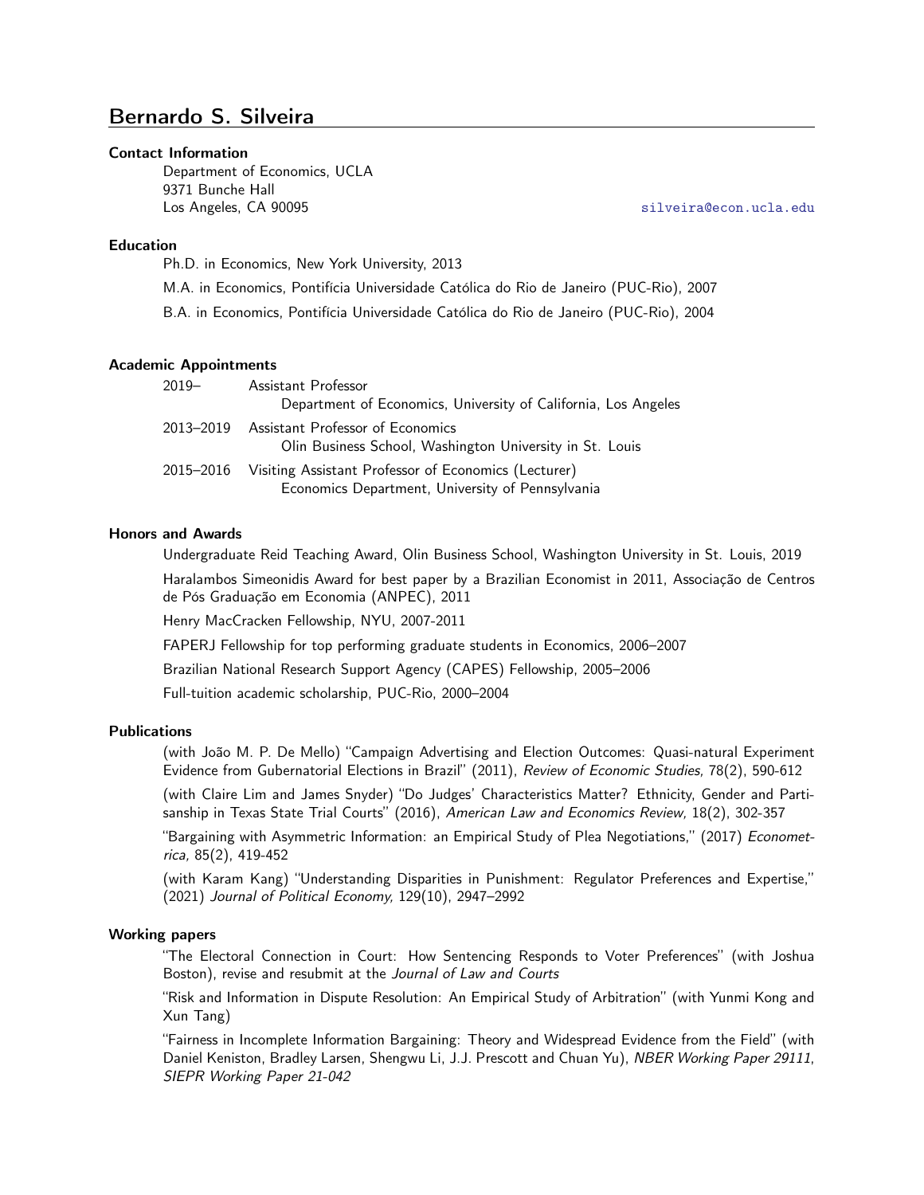# Bernardo S. Silveira

## Contact Information

Department of Economics, UCLA
9371 Bunche Hall
Los Angeles, CA 90095
silveira@econ.ucla.edu

## Education

Ph.D. in Economics, New York University, 2013

M.A. in Economics, Pontifícia Universidade Católica do Rio de Janeiro (PUC-Rio), 2007

B.A. in Economics, Pontifícia Universidade Católica do Rio de Janeiro (PUC-Rio), 2004

## Academic Appointments

2019– Assistant Professor
Department of Economics, University of California, Los Angeles

2013–2019 Assistant Professor of Economics
Olin Business School, Washington University in St. Louis

2015–2016 Visiting Assistant Professor of Economics (Lecturer)
Economics Department, University of Pennsylvania

## Honors and Awards

Undergraduate Reid Teaching Award, Olin Business School, Washington University in St. Louis, 2019

Haralambos Simeonidis Award for best paper by a Brazilian Economist in 2011, Associação de Centros de Pós Graduação em Economia (ANPEC), 2011

Henry MacCracken Fellowship, NYU, 2007-2011

FAPERJ Fellowship for top performing graduate students in Economics, 2006–2007

Brazilian National Research Support Agency (CAPES) Fellowship, 2005–2006

Full-tuition academic scholarship, PUC-Rio, 2000–2004

## Publications

(with João M. P. De Mello) "Campaign Advertising and Election Outcomes: Quasi-natural Experiment Evidence from Gubernatorial Elections in Brazil" (2011), *Review of Economic Studies,* 78(2), 590-612

(with Claire Lim and James Snyder) "Do Judges' Characteristics Matter? Ethnicity, Gender and Partisanship in Texas State Trial Courts" (2016), *American Law and Economics Review,* 18(2), 302-357

"Bargaining with Asymmetric Information: an Empirical Study of Plea Negotiations," (2017) *Econometrica,* 85(2), 419-452

(with Karam Kang) "Understanding Disparities in Punishment: Regulator Preferences and Expertise," (2021) *Journal of Political Economy,* 129(10), 2947–2992

## Working papers

"The Electoral Connection in Court: How Sentencing Responds to Voter Preferences" (with Joshua Boston), revise and resubmit at the *Journal of Law and Courts*

"Risk and Information in Dispute Resolution: An Empirical Study of Arbitration" (with Yunmi Kong and Xun Tang)

"Fairness in Incomplete Information Bargaining: Theory and Widespread Evidence from the Field" (with Daniel Keniston, Bradley Larsen, Shengwu Li, J.J. Prescott and Chuan Yu), *NBER Working Paper 29111*, *SIEPR Working Paper 21-042*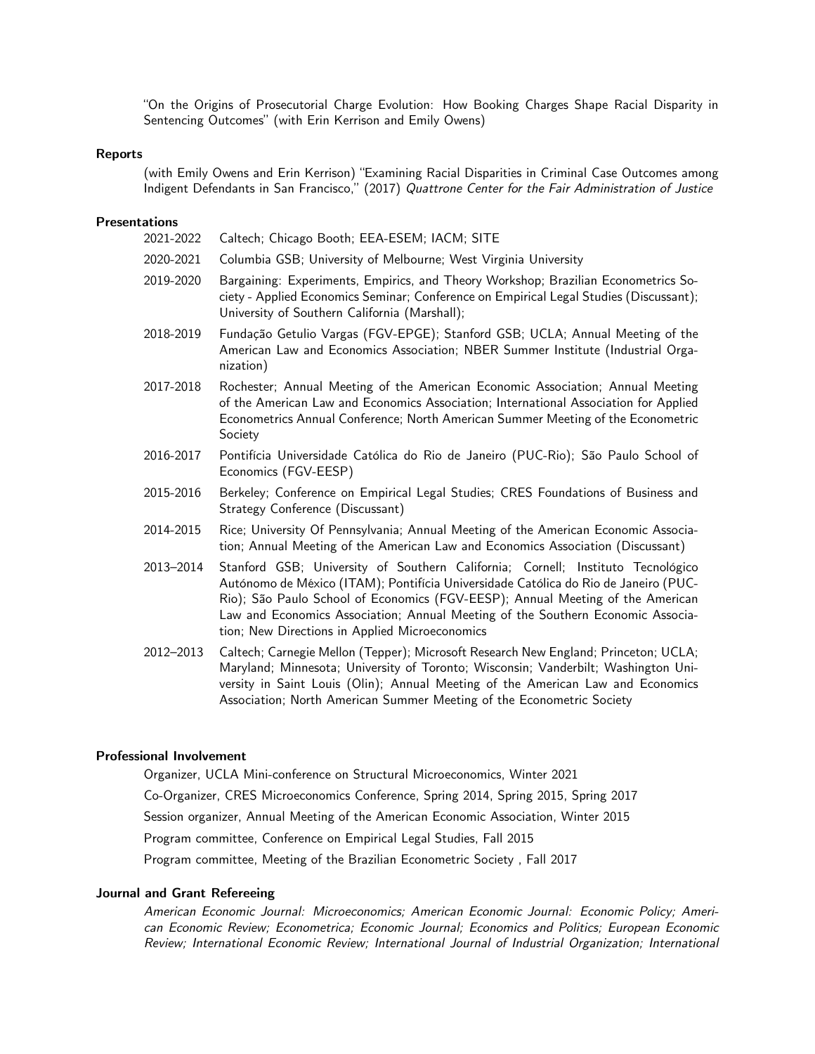"On the Origins of Prosecutorial Charge Evolution: How Booking Charges Shape Racial Disparity in Sentencing Outcomes" (with Erin Kerrison and Emily Owens)

### Reports

(with Emily Owens and Erin Kerrison) "Examining Racial Disparities in Criminal Case Outcomes among Indigent Defendants in San Francisco," (2017) *Quattrone Center for the Fair Administration of Justice*

### Presentations

- **2021-2022** Caltech; Chicago Booth; EEA-ESEM; IACM; SITE
- **2020-2021** Columbia GSB; University of Melbourne; West Virginia University
- **2019-2020** Bargaining: Experiments, Empirics, and Theory Workshop; Brazilian Econometrics Society - Applied Economics Seminar; Conference on Empirical Legal Studies (Discussant); University of Southern California (Marshall);
- **2018-2019** Fundação Getulio Vargas (FGV-EPGE); Stanford GSB; UCLA; Annual Meeting of the American Law and Economics Association; NBER Summer Institute (Industrial Organization)
- **2017-2018** Rochester; Annual Meeting of the American Economic Association; Annual Meeting of the American Law and Economics Association; International Association for Applied Econometrics Annual Conference; North American Summer Meeting of the Econometric Society
- **2016-2017** Pontifícia Universidade Católica do Rio de Janeiro (PUC-Rio); São Paulo School of Economics (FGV-EESP)
- **2015-2016** Berkeley; Conference on Empirical Legal Studies; CRES Foundations of Business and Strategy Conference (Discussant)
- **2014-2015** Rice; University Of Pennsylvania; Annual Meeting of the American Economic Association; Annual Meeting of the American Law and Economics Association (Discussant)
- **2013–2014** Stanford GSB; University of Southern California; Cornell; Instituto Tecnológico Autónomo de México (ITAM); Pontifícia Universidade Católica do Rio de Janeiro (PUC-Rio); São Paulo School of Economics (FGV-EESP); Annual Meeting of the American Law and Economics Association; Annual Meeting of the Southern Economic Association; New Directions in Applied Microeconomics
- **2012–2013** Caltech; Carnegie Mellon (Tepper); Microsoft Research New England; Princeton; UCLA; Maryland; Minnesota; University of Toronto; Wisconsin; Vanderbilt; Washington University in Saint Louis (Olin); Annual Meeting of the American Law and Economics Association; North American Summer Meeting of the Econometric Society

### Professional Involvement

Organizer, UCLA Mini-conference on Structural Microeconomics, Winter 2021

Co-Organizer, CRES Microeconomics Conference, Spring 2014, Spring 2015, Spring 2017

Session organizer, Annual Meeting of the American Economic Association, Winter 2015

Program committee, Conference on Empirical Legal Studies, Fall 2015

Program committee, Meeting of the Brazilian Econometric Society , Fall 2017

### Journal and Grant Refereeing

*American Economic Journal: Microeconomics; American Economic Journal: Economic Policy; American Economic Review; Econometrica; Economic Journal; Economics and Politics; European Economic Review; International Economic Review; International Journal of Industrial Organization; International*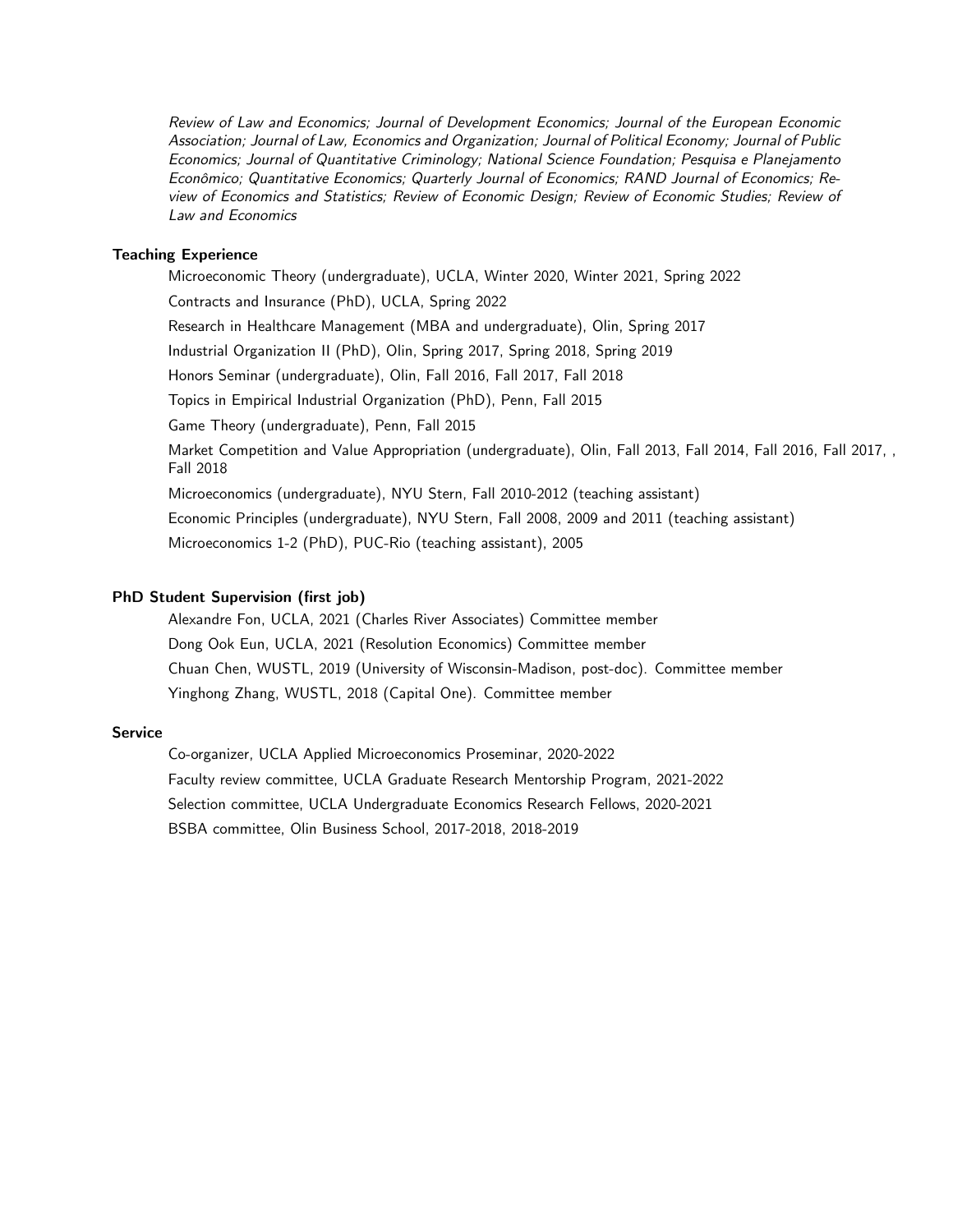*Review of Law and Economics; Journal of Development Economics; Journal of the European Economic Association; Journal of Law, Economics and Organization; Journal of Political Economy; Journal of Public Economics; Journal of Quantitative Criminology; National Science Foundation; Pesquisa e Planejamento Econômico; Quantitative Economics; Quarterly Journal of Economics; RAND Journal of Economics; Review of Economics and Statistics; Review of Economic Design; Review of Economic Studies; Review of Law and Economics*

**Teaching Experience**

Microeconomic Theory (undergraduate), UCLA, Winter 2020, Winter 2021, Spring 2022

Contracts and Insurance (PhD), UCLA, Spring 2022

Research in Healthcare Management (MBA and undergraduate), Olin, Spring 2017

Industrial Organization II (PhD), Olin, Spring 2017, Spring 2018, Spring 2019

Honors Seminar (undergraduate), Olin, Fall 2016, Fall 2017, Fall 2018

Topics in Empirical Industrial Organization (PhD), Penn, Fall 2015

Game Theory (undergraduate), Penn, Fall 2015

Market Competition and Value Appropriation (undergraduate), Olin, Fall 2013, Fall 2014, Fall 2016, Fall 2017, , Fall 2018

Microeconomics (undergraduate), NYU Stern, Fall 2010-2012 (teaching assistant)

Economic Principles (undergraduate), NYU Stern, Fall 2008, 2009 and 2011 (teaching assistant)

Microeconomics 1-2 (PhD), PUC-Rio (teaching assistant), 2005

**PhD Student Supervision (first job)**

Alexandre Fon, UCLA, 2021 (Charles River Associates) Committee member

Dong Ook Eun, UCLA, 2021 (Resolution Economics) Committee member

Chuan Chen, WUSTL, 2019 (University of Wisconsin-Madison, post-doc). Committee member

Yinghong Zhang, WUSTL, 2018 (Capital One). Committee member

**Service**

Co-organizer, UCLA Applied Microeconomics Proseminar, 2020-2022

Faculty review committee, UCLA Graduate Research Mentorship Program, 2021-2022

Selection committee, UCLA Undergraduate Economics Research Fellows, 2020-2021

BSBA committee, Olin Business School, 2017-2018, 2018-2019